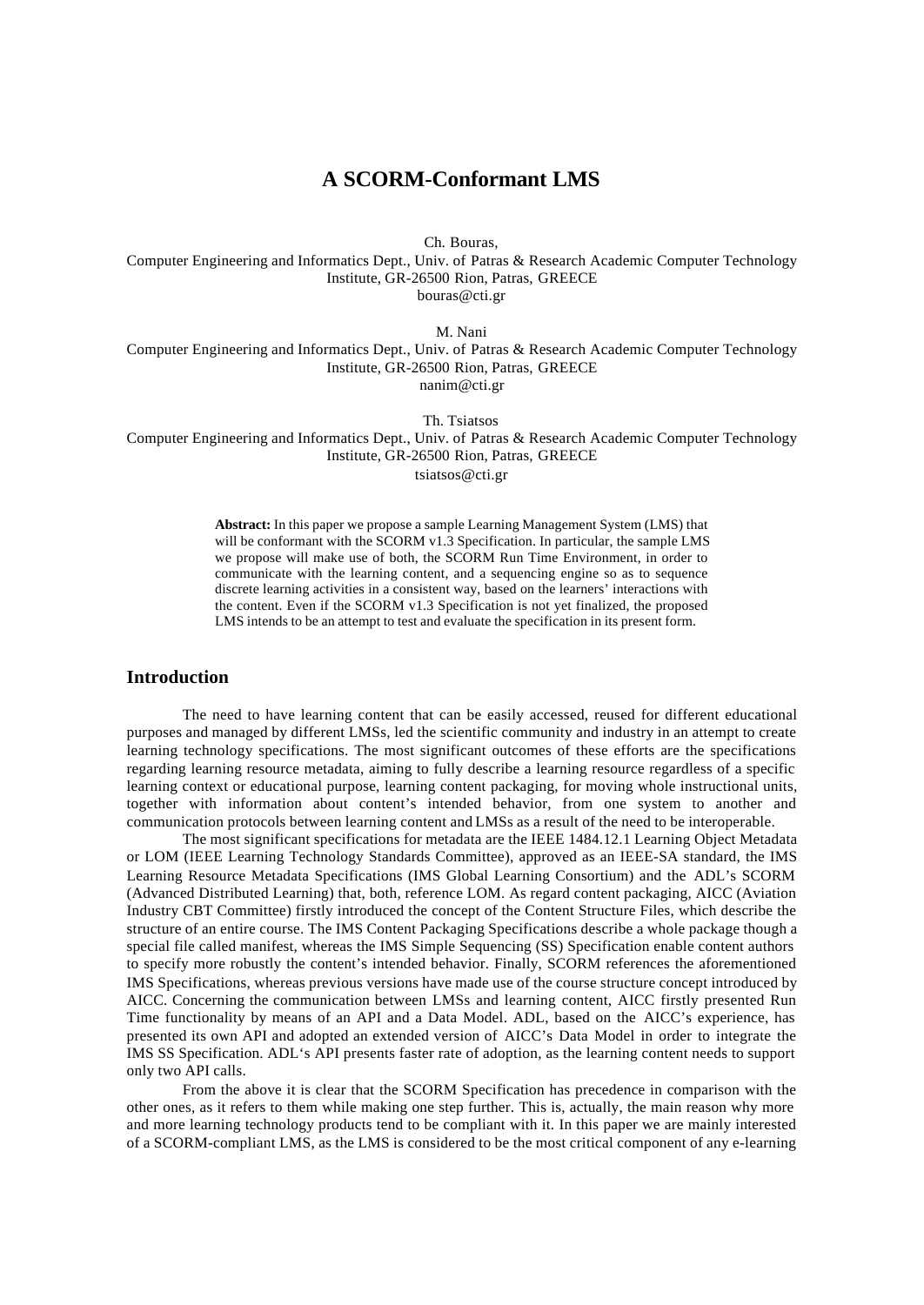# A SCORM-Conformant LMS

Ch. Bouras,
Computer Engineering and Informatics Dept., Univ. of Patras & Research Academic Computer Technology Institute, GR-26500 Rion, Patras, GREECE
bouras@cti.gr

M. Nani
Computer Engineering and Informatics Dept., Univ. of Patras & Research Academic Computer Technology Institute, GR-26500 Rion, Patras, GREECE
nanim@cti.gr

Th. Tsiatsos
Computer Engineering and Informatics Dept., Univ. of Patras & Research Academic Computer Technology Institute, GR-26500 Rion, Patras, GREECE
tsiatsos@cti.gr

**Abstract:** In this paper we propose a sample Learning Management System (LMS) that will be conformant with the SCORM v1.3 Specification. In particular, the sample LMS we propose will make use of both, the SCORM Run Time Environment, in order to communicate with the learning content, and a sequencing engine so as to sequence discrete learning activities in a consistent way, based on the learners' interactions with the content. Even if the SCORM v1.3 Specification is not yet finalized, the proposed LMS intends to be an attempt to test and evaluate the specification in its present form.

## Introduction

The need to have learning content that can be easily accessed, reused for different educational purposes and managed by different LMSs, led the scientific community and industry in an attempt to create learning technology specifications. The most significant outcomes of these efforts are the specifications regarding learning resource metadata, aiming to fully describe a learning resource regardless of a specific learning context or educational purpose, learning content packaging, for moving whole instructional units, together with information about content's intended behavior, from one system to another and communication protocols between learning content and LMSs as a result of the need to be interoperable.

The most significant specifications for metadata are the IEEE 1484.12.1 Learning Object Metadata or LOM (IEEE Learning Technology Standards Committee), approved as an IEEE-SA standard, the IMS Learning Resource Metadata Specifications (IMS Global Learning Consortium) and the ADL's SCORM (Advanced Distributed Learning) that, both, reference LOM. As regard content packaging, AICC (Aviation Industry CBT Committee) firstly introduced the concept of the Content Structure Files, which describe the structure of an entire course. The IMS Content Packaging Specifications describe a whole package though a special file called manifest, whereas the IMS Simple Sequencing (SS) Specification enable content authors to specify more robustly the content's intended behavior. Finally, SCORM references the aforementioned IMS Specifications, whereas previous versions have made use of the course structure concept introduced by AICC. Concerning the communication between LMSs and learning content, AICC firstly presented Run Time functionality by means of an API and a Data Model. ADL, based on the AICC's experience, has presented its own API and adopted an extended version of AICC's Data Model in order to integrate the IMS SS Specification. ADL's API presents faster rate of adoption, as the learning content needs to support only two API calls.

From the above it is clear that the SCORM Specification has precedence in comparison with the other ones, as it refers to them while making one step further. This is, actually, the main reason why more and more learning technology products tend to be compliant with it. In this paper we are mainly interested of a SCORM-compliant LMS, as the LMS is considered to be the most critical component of any e-learning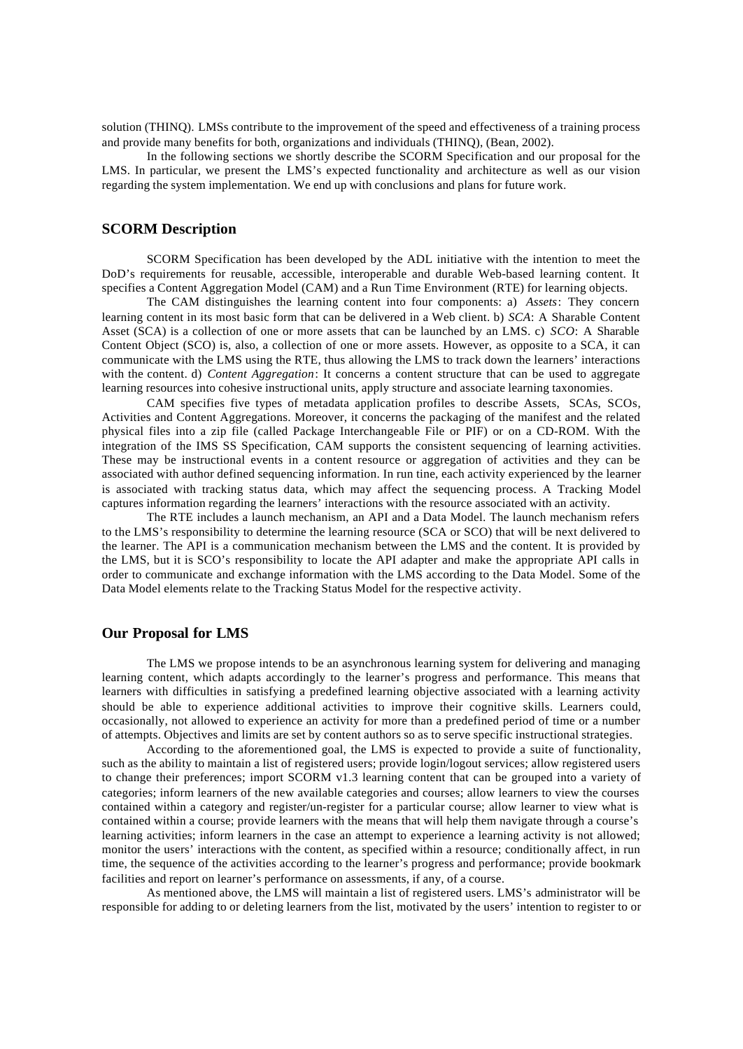solution (THINQ). LMSs contribute to the improvement of the speed and effectiveness of a training process and provide many benefits for both, organizations and individuals (THINQ), (Bean, 2002).

In the following sections we shortly describe the SCORM Specification and our proposal for the LMS. In particular, we present the LMS's expected functionality and architecture as well as our vision regarding the system implementation. We end up with conclusions and plans for future work.

## SCORM Description

SCORM Specification has been developed by the ADL initiative with the intention to meet the DoD's requirements for reusable, accessible, interoperable and durable Web-based learning content. It specifies a Content Aggregation Model (CAM) and a Run Time Environment (RTE) for learning objects.

The CAM distinguishes the learning content into four components: a) *Assets*: They concern learning content in its most basic form that can be delivered in a Web client. b) *SCA*: A Sharable Content Asset (SCA) is a collection of one or more assets that can be launched by an LMS. c) *SCO*: A Sharable Content Object (SCO) is, also, a collection of one or more assets. However, as opposite to a SCA, it can communicate with the LMS using the RTE, thus allowing the LMS to track down the learners' interactions with the content. d) *Content Aggregation*: It concerns a content structure that can be used to aggregate learning resources into cohesive instructional units, apply structure and associate learning taxonomies.

CAM specifies five types of metadata application profiles to describe Assets, SCAs, SCOs, Activities and Content Aggregations. Moreover, it concerns the packaging of the manifest and the related physical files into a zip file (called Package Interchangeable File or PIF) or on a CD-ROM. With the integration of the IMS SS Specification, CAM supports the consistent sequencing of learning activities. These may be instructional events in a content resource or aggregation of activities and they can be associated with author defined sequencing information. In run tine, each activity experienced by the learner is associated with tracking status data, which may affect the sequencing process. A Tracking Model captures information regarding the learners' interactions with the resource associated with an activity.

The RTE includes a launch mechanism, an API and a Data Model. The launch mechanism refers to the LMS's responsibility to determine the learning resource (SCA or SCO) that will be next delivered to the learner. The API is a communication mechanism between the LMS and the content. It is provided by the LMS, but it is SCO's responsibility to locate the API adapter and make the appropriate API calls in order to communicate and exchange information with the LMS according to the Data Model. Some of the Data Model elements relate to the Tracking Status Model for the respective activity.

## Our Proposal for LMS

The LMS we propose intends to be an asynchronous learning system for delivering and managing learning content, which adapts accordingly to the learner's progress and performance. This means that learners with difficulties in satisfying a predefined learning objective associated with a learning activity should be able to experience additional activities to improve their cognitive skills. Learners could, occasionally, not allowed to experience an activity for more than a predefined period of time or a number of attempts. Objectives and limits are set by content authors so as to serve specific instructional strategies.

According to the aforementioned goal, the LMS is expected to provide a suite of functionality, such as the ability to maintain a list of registered users; provide login/logout services; allow registered users to change their preferences; import SCORM v1.3 learning content that can be grouped into a variety of categories; inform learners of the new available categories and courses; allow learners to view the courses contained within a category and register/un-register for a particular course; allow learner to view what is contained within a course; provide learners with the means that will help them navigate through a course's learning activities; inform learners in the case an attempt to experience a learning activity is not allowed; monitor the users' interactions with the content, as specified within a resource; conditionally affect, in run time, the sequence of the activities according to the learner's progress and performance; provide bookmark facilities and report on learner's performance on assessments, if any, of a course.

As mentioned above, the LMS will maintain a list of registered users. LMS's administrator will be responsible for adding to or deleting learners from the list, motivated by the users' intention to register to or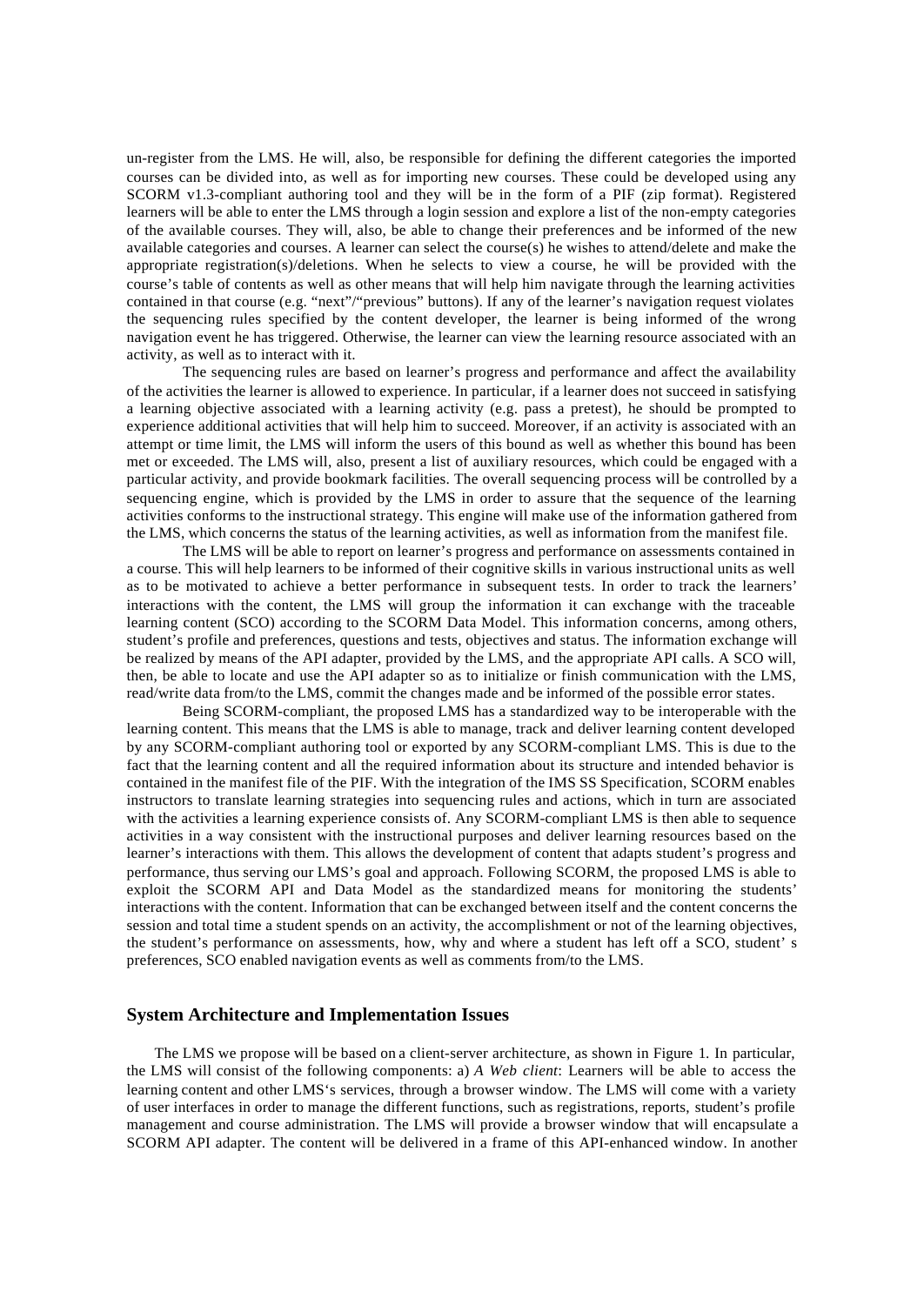un-register from the LMS. He will, also, be responsible for defining the different categories the imported courses can be divided into, as well as for importing new courses. These could be developed using any SCORM v1.3-compliant authoring tool and they will be in the form of a PIF (zip format). Registered learners will be able to enter the LMS through a login session and explore a list of the non-empty categories of the available courses. They will, also, be able to change their preferences and be informed of the new available categories and courses. A learner can select the course(s) he wishes to attend/delete and make the appropriate registration(s)/deletions. When he selects to view a course, he will be provided with the course's table of contents as well as other means that will help him navigate through the learning activities contained in that course (e.g. "next"/"previous" buttons). If any of the learner's navigation request violates the sequencing rules specified by the content developer, the learner is being informed of the wrong navigation event he has triggered. Otherwise, the learner can view the learning resource associated with an activity, as well as to interact with it.

The sequencing rules are based on learner's progress and performance and affect the availability of the activities the learner is allowed to experience. In particular, if a learner does not succeed in satisfying a learning objective associated with a learning activity (e.g. pass a pretest), he should be prompted to experience additional activities that will help him to succeed. Moreover, if an activity is associated with an attempt or time limit, the LMS will inform the users of this bound as well as whether this bound has been met or exceeded. The LMS will, also, present a list of auxiliary resources, which could be engaged with a particular activity, and provide bookmark facilities. The overall sequencing process will be controlled by a sequencing engine, which is provided by the LMS in order to assure that the sequence of the learning activities conforms to the instructional strategy. This engine will make use of the information gathered from the LMS, which concerns the status of the learning activities, as well as information from the manifest file.

The LMS will be able to report on learner's progress and performance on assessments contained in a course. This will help learners to be informed of their cognitive skills in various instructional units as well as to be motivated to achieve a better performance in subsequent tests. In order to track the learners' interactions with the content, the LMS will group the information it can exchange with the traceable learning content (SCO) according to the SCORM Data Model. This information concerns, among others, student's profile and preferences, questions and tests, objectives and status. The information exchange will be realized by means of the API adapter, provided by the LMS, and the appropriate API calls. A SCO will, then, be able to locate and use the API adapter so as to initialize or finish communication with the LMS, read/write data from/to the LMS, commit the changes made and be informed of the possible error states.

Being SCORM-compliant, the proposed LMS has a standardized way to be interoperable with the learning content. This means that the LMS is able to manage, track and deliver learning content developed by any SCORM-compliant authoring tool or exported by any SCORM-compliant LMS. This is due to the fact that the learning content and all the required information about its structure and intended behavior is contained in the manifest file of the PIF. With the integration of the IMS SS Specification, SCORM enables instructors to translate learning strategies into sequencing rules and actions, which in turn are associated with the activities a learning experience consists of. Any SCORM-compliant LMS is then able to sequence activities in a way consistent with the instructional purposes and deliver learning resources based on the learner's interactions with them. This allows the development of content that adapts student's progress and performance, thus serving our LMS's goal and approach. Following SCORM, the proposed LMS is able to exploit the SCORM API and Data Model as the standardized means for monitoring the students' interactions with the content. Information that can be exchanged between itself and the content concerns the session and total time a student spends on an activity, the accomplishment or not of the learning objectives, the student's performance on assessments, how, why and where a student has left off a SCO, student' s preferences, SCO enabled navigation events as well as comments from/to the LMS.

## System Architecture and Implementation Issues

The LMS we propose will be based on a client-server architecture, as shown in Figure 1. In particular, the LMS will consist of the following components: a) *A Web client*: Learners will be able to access the learning content and other LMS's services, through a browser window. The LMS will come with a variety of user interfaces in order to manage the different functions, such as registrations, reports, student's profile management and course administration. The LMS will provide a browser window that will encapsulate a SCORM API adapter. The content will be delivered in a frame of this API-enhanced window. In another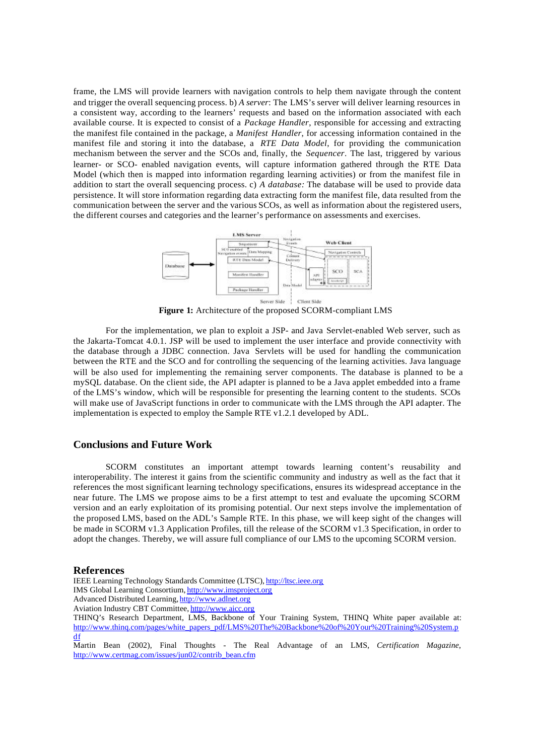frame, the LMS will provide learners with navigation controls to help them navigate through the content and trigger the overall sequencing process. b) *A server*: The LMS's server will deliver learning resources in a consistent way, according to the learners' requests and based on the information associated with each available course. It is expected to consist of a *Package Handler*, responsible for accessing and extracting the manifest file contained in the package, a *Manifest Handler*, for accessing information contained in the manifest file and storing it into the database, a *RTE Data Model*, for providing the communication mechanism between the server and the SCOs and, finally, the *Sequencer*. The last, triggered by various learner- or SCO- enabled navigation events, will capture information gathered through the RTE Data Model (which then is mapped into information regarding learning activities) or from the manifest file in addition to start the overall sequencing process. c) *A database:* The database will be used to provide data persistence. It will store information regarding data extracting form the manifest file, data resulted from the communication between the server and the various SCOs, as well as information about the registered users, the different courses and categories and the learner's performance on assessments and exercises.

LMS Server
Sequencer
SCO enabled Navigation events
Data Mapping
RTE Data Model
Manifest Handler
Package Handler
Database
Navigation Events
Content Delivery
Data Model
Web Client
Navigation Controls
SCO
SCA
API adapter
Javascript
Server Side
Client Side

**Figure 1:** Architecture of the proposed SCORM-compliant LMS

For the implementation, we plan to exploit a JSP- and Java Servlet-enabled Web server, such as the Jakarta-Tomcat 4.0.1. JSP will be used to implement the user interface and provide connectivity with the database through a JDBC connection. Java Servlets will be used for handling the communication between the RTE and the SCO and for controlling the sequencing of the learning activities. Java language will be also used for implementing the remaining server components. The database is planned to be a mySQL database. On the client side, the API adapter is planned to be a Java applet embedded into a frame of the LMS's window, which will be responsible for presenting the learning content to the students. SCOs will make use of JavaScript functions in order to communicate with the LMS through the API adapter. The implementation is expected to employ the Sample RTE v1.2.1 developed by ADL.

## Conclusions and Future Work

SCORM constitutes an important attempt towards learning content's reusability and interoperability. The interest it gains from the scientific community and industry as well as the fact that it references the most significant learning technology specifications, ensures its widespread acceptance in the near future. The LMS we propose aims to be a first attempt to test and evaluate the upcoming SCORM version and an early exploitation of its promising potential. Our next steps involve the implementation of the proposed LMS, based on the ADL's Sample RTE. In this phase, we will keep sight of the changes will be made in SCORM v1.3 Application Profiles, till the release of the SCORM v1.3 Specification, in order to adopt the changes. Thereby, we will assure full compliance of our LMS to the upcoming SCORM version.

## References

IEEE Learning Technology Standards Committee (LTSC), http://ltsc.ieee.org

IMS Global Learning Consortium, http://www.imsproject.org

Advanced Distributed Learning, http://www.adlnet.org

Aviation Industry CBT Committee, http://www.aicc.org

THINQ's Research Department, LMS, Backbone of Your Training System, THINQ White paper available at: http://www.thinq.com/pages/white_papers_pdf/LMS%20The%20Backbone%20of%20Your%20Training%20System.pdf

Martin Bean (2002), Final Thoughts - The Real Advantage of an LMS, *Certification Magazine*, http://www.certmag.com/issues/jun02/contrib_bean.cfm